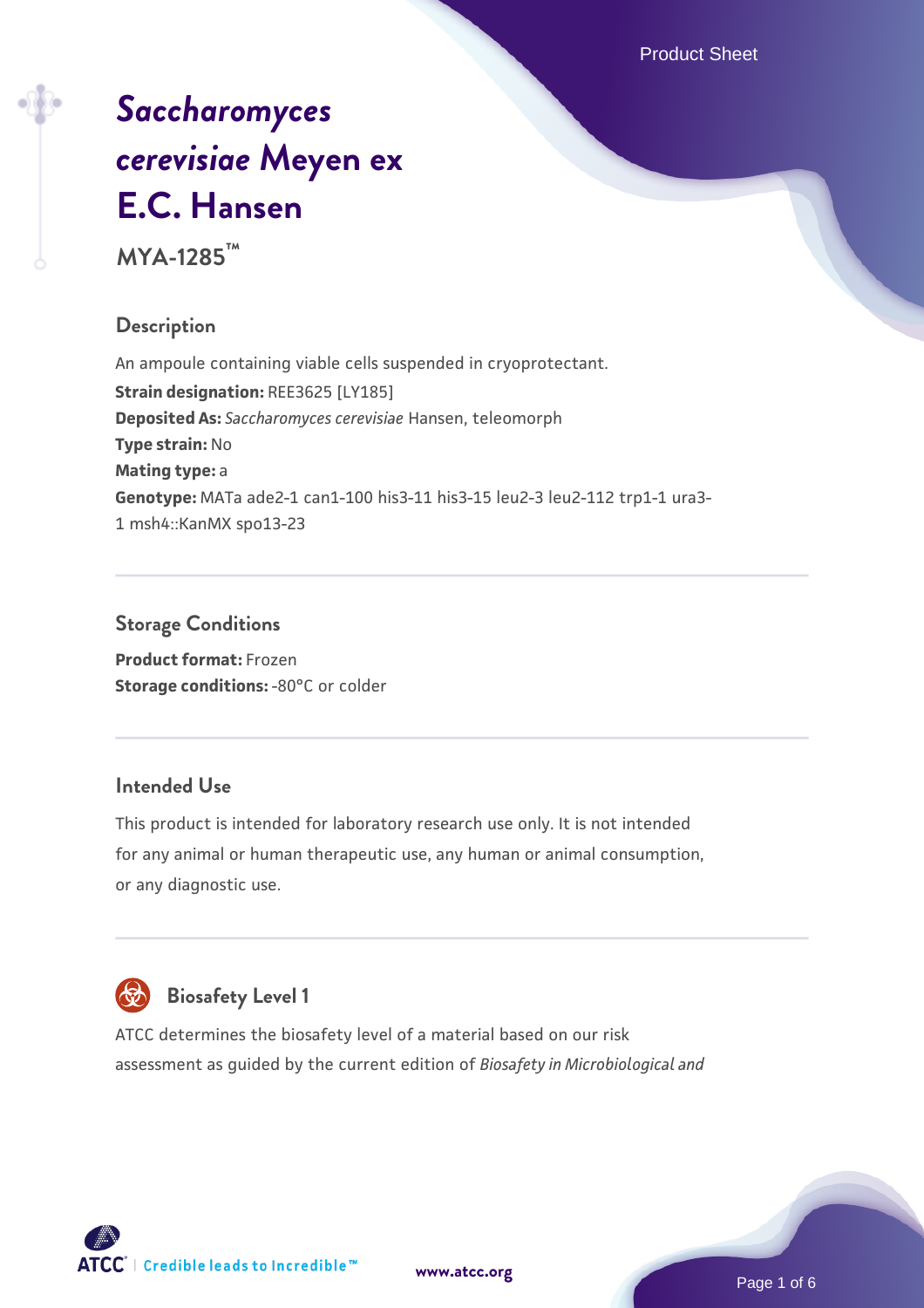# *Saccharomyces cerevisiae* Meyen ex E.C. Hansen

## MYA-1285™

### Description

An ampoule containing viable cells suspended in cryoprotectant.

**Strain designation:** REE3625 [LY185]

**Deposited As:** *Saccharomyces cerevisiae* Hansen, teleomorph

**Type strain:** No

**Mating type:** a

**Genotype:** MATa ade2-1 can1-100 his3-11 his3-15 leu2-3 leu2-112 trp1-1 ura3-1 msh4::KanMX spo13-23

### Storage Conditions

**Product format:** Frozen

**Storage conditions:** -80°C or colder

### Intended Use

This product is intended for laboratory research use only. It is not intended for any animal or human therapeutic use, any human or animal consumption, or any diagnostic use.

### Biosafety Level 1

ATCC determines the biosafety level of a material based on our risk assessment as guided by the current edition of *Biosafety in Microbiological and*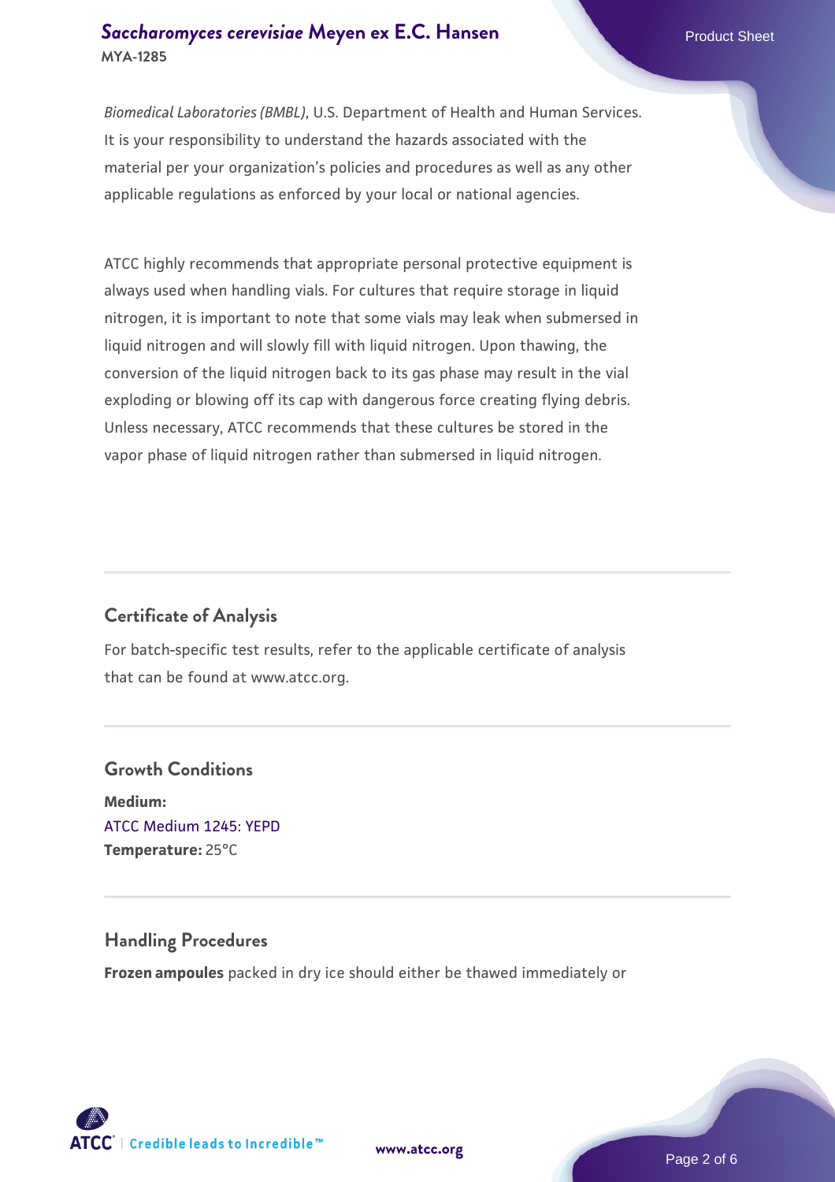*Biomedical Laboratories (BMBL)*, U.S. Department of Health and Human Services. It is your responsibility to understand the hazards associated with the material per your organization's policies and procedures as well as any other applicable regulations as enforced by your local or national agencies.

ATCC highly recommends that appropriate personal protective equipment is always used when handling vials. For cultures that require storage in liquid nitrogen, it is important to note that some vials may leak when submersed in liquid nitrogen and will slowly fill with liquid nitrogen. Upon thawing, the conversion of the liquid nitrogen back to its gas phase may result in the vial exploding or blowing off its cap with dangerous force creating flying debris. Unless necessary, ATCC recommends that these cultures be stored in the vapor phase of liquid nitrogen rather than submersed in liquid nitrogen.

## Certificate of Analysis

For batch-specific test results, refer to the applicable certificate of analysis that can be found at www.atcc.org.

## Growth Conditions

**Medium:**
ATCC Medium 1245: YEPD
**Temperature:** 25°C

## Handling Procedures

**Frozen ampoules** packed in dry ice should either be thawed immediately or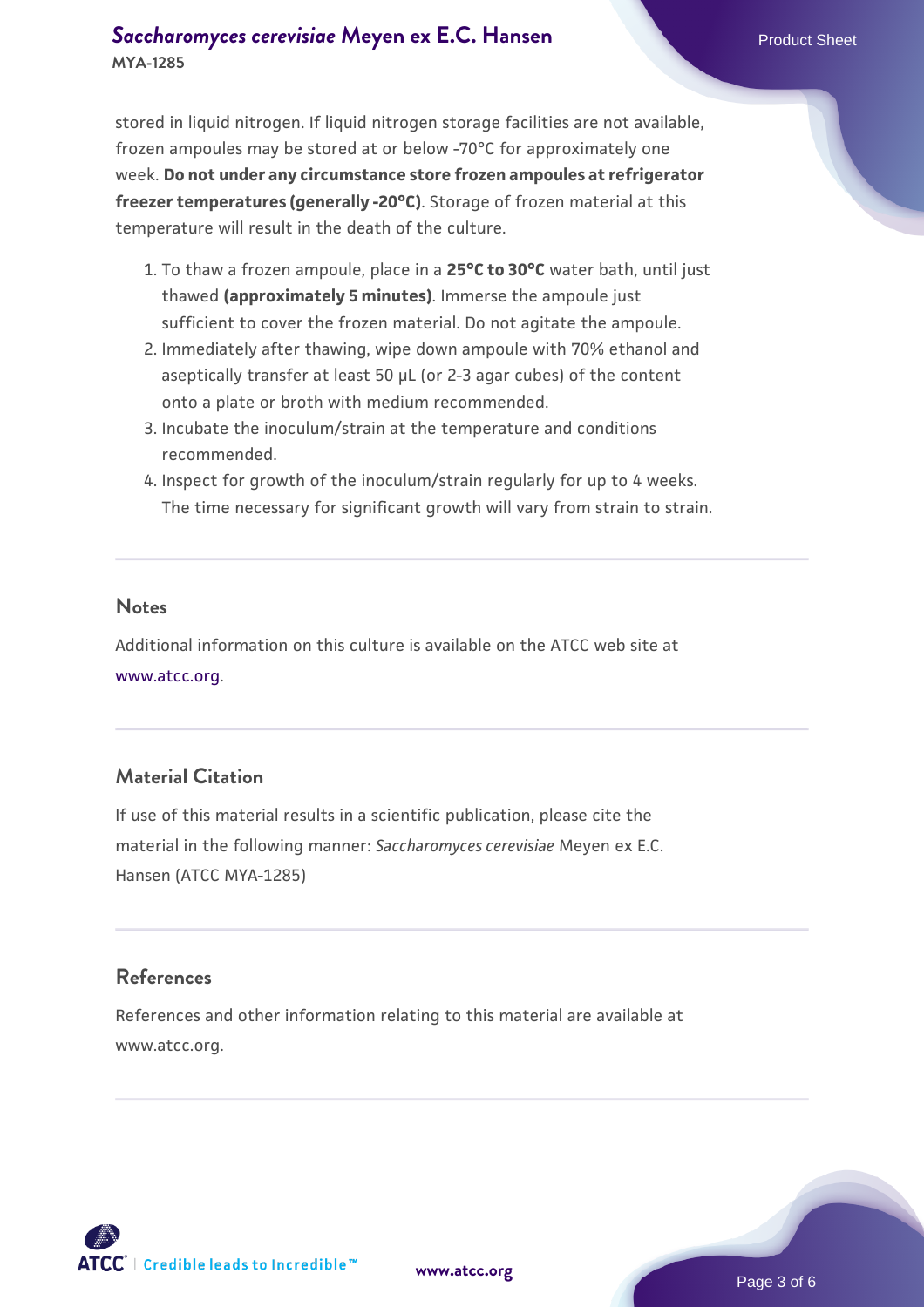stored in liquid nitrogen. If liquid nitrogen storage facilities are not available, frozen ampoules may be stored at or below -70°C for approximately one week. **Do not under any circumstance store frozen ampoules at refrigerator freezer temperatures (generally -20°C)**. Storage of frozen material at this temperature will result in the death of the culture.

1. To thaw a frozen ampoule, place in a **25°C to 30°C** water bath, until just thawed **(approximately 5 minutes)**. Immerse the ampoule just sufficient to cover the frozen material. Do not agitate the ampoule.
2. Immediately after thawing, wipe down ampoule with 70% ethanol and aseptically transfer at least 50 µL (or 2-3 agar cubes) of the content onto a plate or broth with medium recommended.
3. Incubate the inoculum/strain at the temperature and conditions recommended.
4. Inspect for growth of the inoculum/strain regularly for up to 4 weeks. The time necessary for significant growth will vary from strain to strain.

## Notes

Additional information on this culture is available on the ATCC web site at www.atcc.org.

## Material Citation

If use of this material results in a scientific publication, please cite the material in the following manner: *Saccharomyces cerevisiae* Meyen ex E.C. Hansen (ATCC MYA-1285)

## References

References and other information relating to this material are available at www.atcc.org.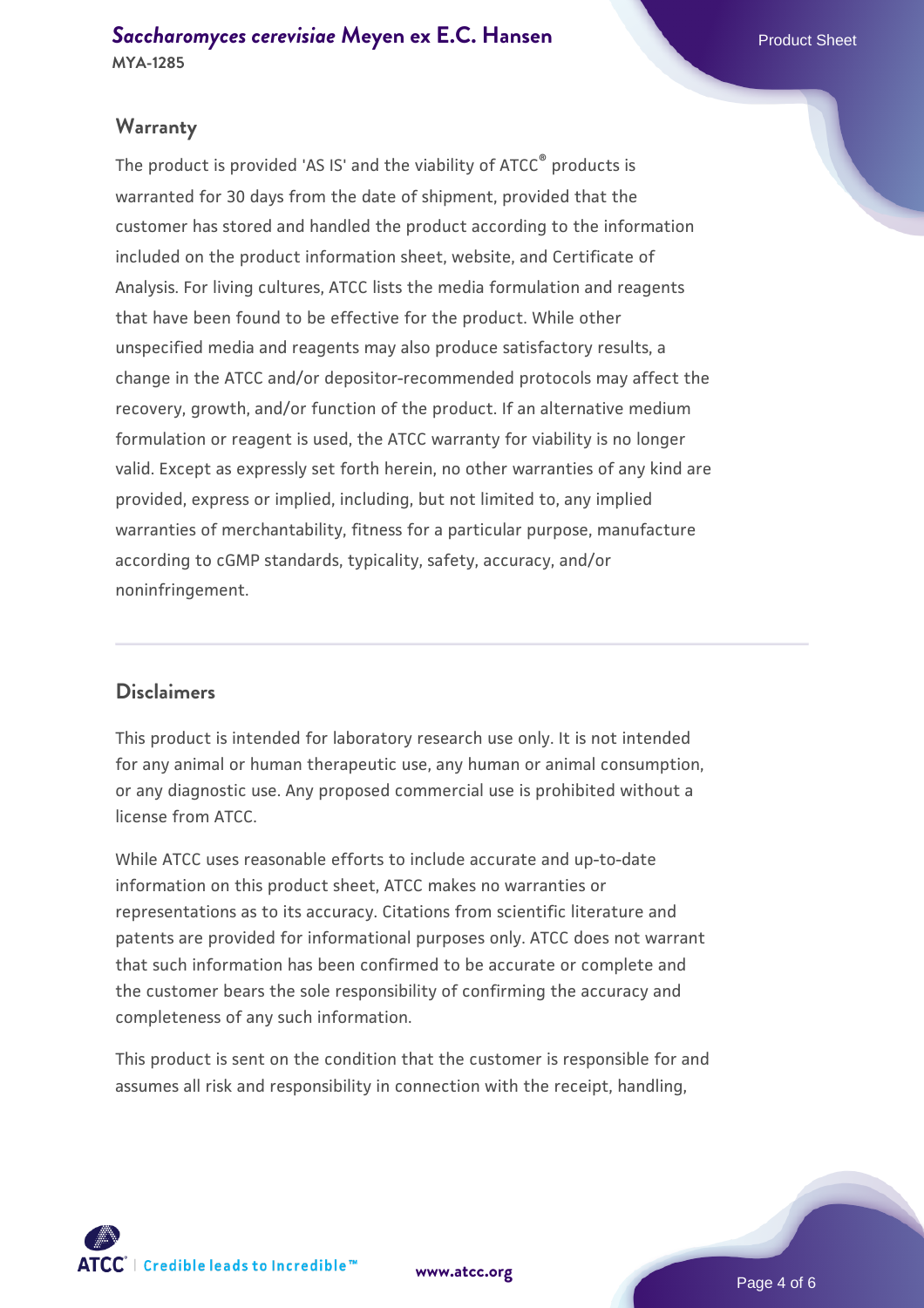## Warranty

The product is provided 'AS IS' and the viability of ATCC® products is warranted for 30 days from the date of shipment, provided that the customer has stored and handled the product according to the information included on the product information sheet, website, and Certificate of Analysis. For living cultures, ATCC lists the media formulation and reagents that have been found to be effective for the product. While other unspecified media and reagents may also produce satisfactory results, a change in the ATCC and/or depositor-recommended protocols may affect the recovery, growth, and/or function of the product. If an alternative medium formulation or reagent is used, the ATCC warranty for viability is no longer valid. Except as expressly set forth herein, no other warranties of any kind are provided, express or implied, including, but not limited to, any implied warranties of merchantability, fitness for a particular purpose, manufacture according to cGMP standards, typicality, safety, accuracy, and/or noninfringement.

## Disclaimers

This product is intended for laboratory research use only. It is not intended for any animal or human therapeutic use, any human or animal consumption, or any diagnostic use. Any proposed commercial use is prohibited without a license from ATCC.

While ATCC uses reasonable efforts to include accurate and up-to-date information on this product sheet, ATCC makes no warranties or representations as to its accuracy. Citations from scientific literature and patents are provided for informational purposes only. ATCC does not warrant that such information has been confirmed to be accurate or complete and the customer bears the sole responsibility of confirming the accuracy and completeness of any such information.

This product is sent on the condition that the customer is responsible for and assumes all risk and responsibility in connection with the receipt, handling,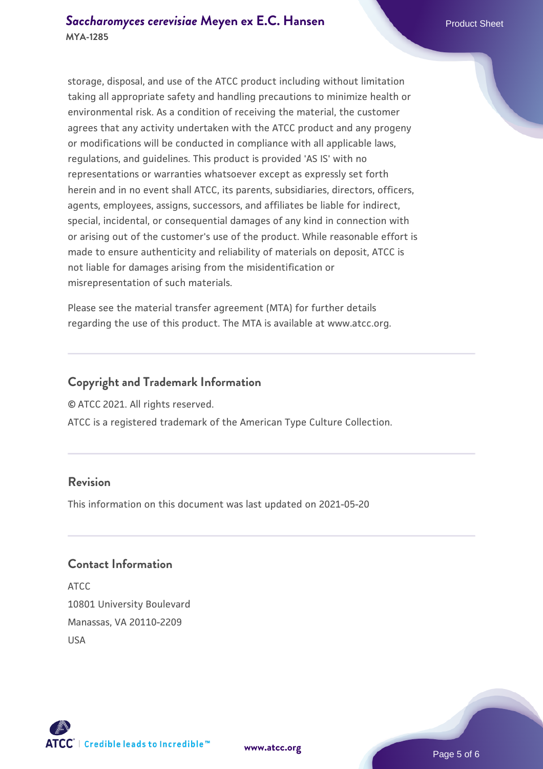storage, disposal, and use of the ATCC product including without limitation taking all appropriate safety and handling precautions to minimize health or environmental risk. As a condition of receiving the material, the customer agrees that any activity undertaken with the ATCC product and any progeny or modifications will be conducted in compliance with all applicable laws, regulations, and guidelines. This product is provided 'AS IS' with no representations or warranties whatsoever except as expressly set forth herein and in no event shall ATCC, its parents, subsidiaries, directors, officers, agents, employees, assigns, successors, and affiliates be liable for indirect, special, incidental, or consequential damages of any kind in connection with or arising out of the customer's use of the product. While reasonable effort is made to ensure authenticity and reliability of materials on deposit, ATCC is not liable for damages arising from the misidentification or misrepresentation of such materials.

Please see the material transfer agreement (MTA) for further details regarding the use of this product. The MTA is available at www.atcc.org.

## Copyright and Trademark Information

© ATCC 2021. All rights reserved.

ATCC is a registered trademark of the American Type Culture Collection.

## Revision

This information on this document was last updated on 2021-05-20

## Contact Information

ATCC
10801 University Boulevard
Manassas, VA 20110-2209
USA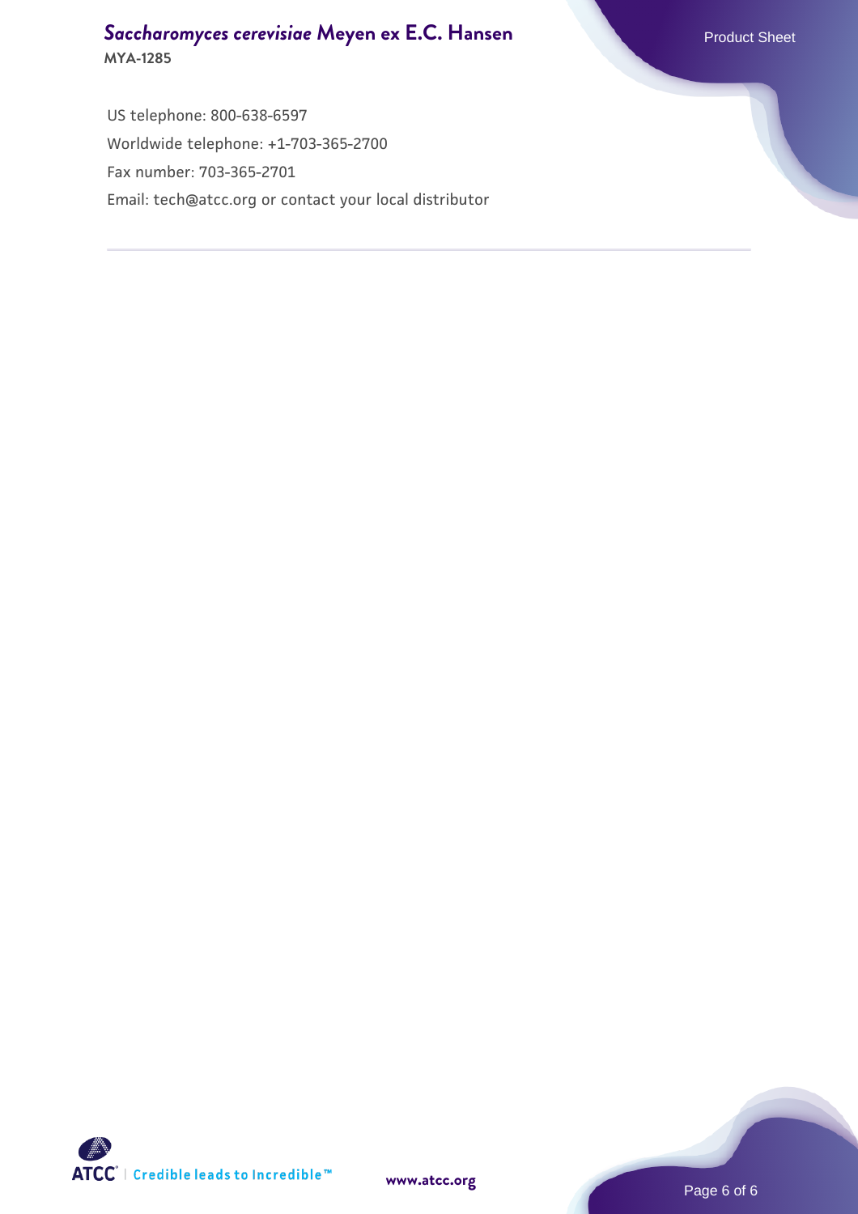US telephone: 800-638-6597

Worldwide telephone: +1-703-365-2700

Fax number: 703-365-2701

Email: tech@atcc.org or contact your local distributor